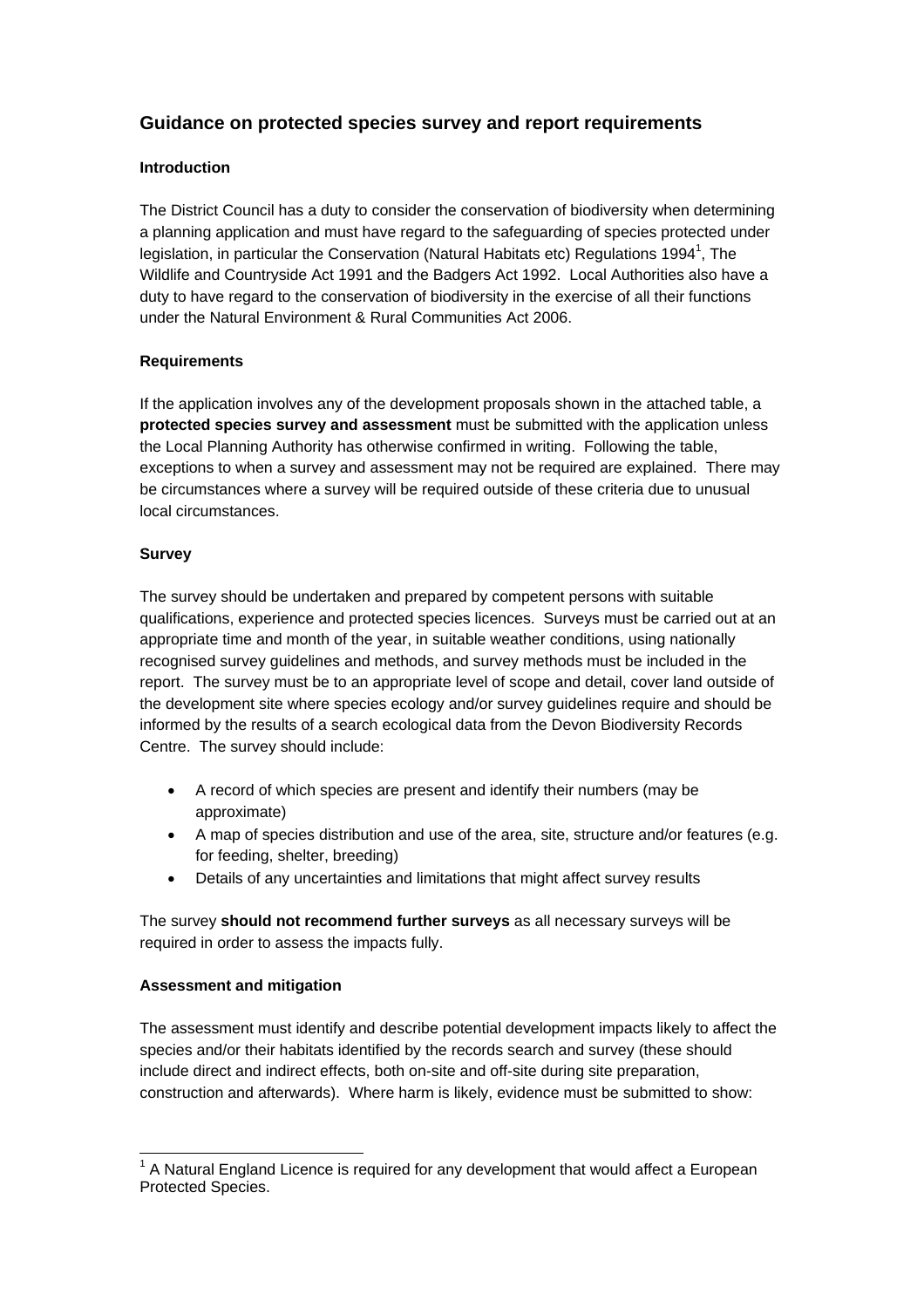## Guidance on protected species survey and report requirements

### Introduction

The District Council has a duty to consider the conservation of biodiversity when determining a planning application and must have regard to the safeguarding of species protected under legislation, in particular the Conservation (Natural Habitats etc) Regulations 1994[1], The Wildlife and Countryside Act 1991 and the Badgers Act 1992. Local Authorities also have a duty to have regard to the conservation of biodiversity in the exercise of all their functions under the Natural Environment & Rural Communities Act 2006.

### Requirements

If the application involves any of the development proposals shown in the attached table, a **protected species survey and assessment** must be submitted with the application unless the Local Planning Authority has otherwise confirmed in writing. Following the table, exceptions to when a survey and assessment may not be required are explained. There may be circumstances where a survey will be required outside of these criteria due to unusual local circumstances.

### Survey

The survey should be undertaken and prepared by competent persons with suitable qualifications, experience and protected species licences. Surveys must be carried out at an appropriate time and month of the year, in suitable weather conditions, using nationally recognised survey guidelines and methods, and survey methods must be included in the report. The survey must be to an appropriate level of scope and detail, cover land outside of the development site where species ecology and/or survey guidelines require and should be informed by the results of a search ecological data from the Devon Biodiversity Records Centre. The survey should include:

- A record of which species are present and identify their numbers (may be approximate)
- A map of species distribution and use of the area, site, structure and/or features (e.g. for feeding, shelter, breeding)
- Details of any uncertainties and limitations that might affect survey results

The survey **should not recommend further surveys** as all necessary surveys will be required in order to assess the impacts fully.

### Assessment and mitigation

The assessment must identify and describe potential development impacts likely to affect the species and/or their habitats identified by the records search and survey (these should include direct and indirect effects, both on-site and off-site during site preparation, construction and afterwards). Where harm is likely, evidence must be submitted to show:

[1] A Natural England Licence is required for any development that would affect a European Protected Species.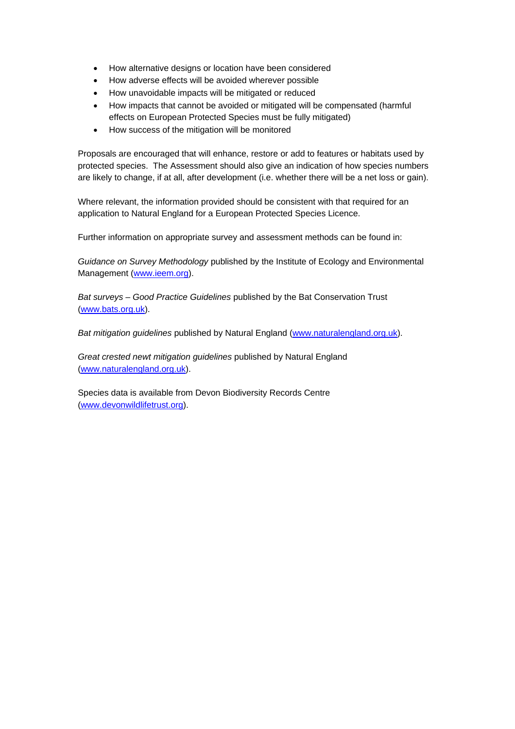- How alternative designs or location have been considered
- How adverse effects will be avoided wherever possible
- How unavoidable impacts will be mitigated or reduced
- How impacts that cannot be avoided or mitigated will be compensated (harmful effects on European Protected Species must be fully mitigated)
- How success of the mitigation will be monitored

Proposals are encouraged that will enhance, restore or add to features or habitats used by protected species. The Assessment should also give an indication of how species numbers are likely to change, if at all, after development (i.e. whether there will be a net loss or gain).

Where relevant, the information provided should be consistent with that required for an application to Natural England for a European Protected Species Licence.

Further information on appropriate survey and assessment methods can be found in:

*Guidance on Survey Methodology* published by the Institute of Ecology and Environmental Management (www.ieem.org).

*Bat surveys – Good Practice Guidelines* published by the Bat Conservation Trust (www.bats.org.uk).

*Bat mitigation guidelines* published by Natural England (www.naturalengland.org.uk).

*Great crested newt mitigation guidelines* published by Natural England (www.naturalengland.org.uk).

Species data is available from Devon Biodiversity Records Centre (www.devonwildlifetrust.org).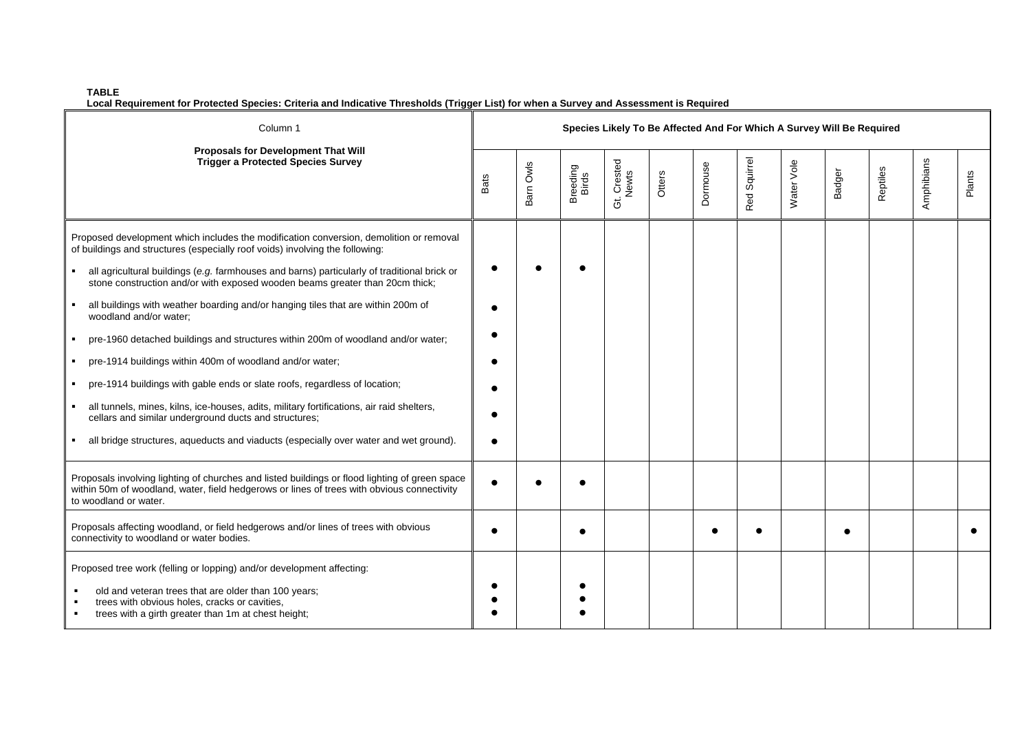**TABLE**
**Local Requirement for Protected Species: Criteria and Indicative Thresholds (Trigger List) for when a Survey and Assessment is Required**

| Column 1<br>**Proposals for Development That Will Trigger a Protected Species Survey** | **Species Likely To Be Affected And For Which A Survey Will Be Required** | | | | | | | | | | | |
|---|---|---|---|---|---|---|---|---|---|---|---|---|
| | Bats | Barn Owls | Breeding Birds | Gt. Crested Newts | Otters | Dormouse | Red Squirrel | Water Vole | Badger | Reptiles | Amphibians | Plants |
| Proposed development which includes the modification conversion, demolition or removal of buildings and structures (especially roof voids) involving the following: | | | | | | | | | | | | |
| ▪ all agricultural buildings (*e.g.* farmhouses and barns) particularly of traditional brick or stone construction and/or with exposed wooden beams greater than 20cm thick; | ● | ● | ● | | | | | | | | | |
| ▪ all buildings with weather boarding and/or hanging tiles that are within 200m of woodland and/or water; | ● | | | | | | | | | | | |
| ▪ pre-1960 detached buildings and structures within 200m of woodland and/or water; | ● | | | | | | | | | | | |
| ▪ pre-1914 buildings within 400m of woodland and/or water; | ● | | | | | | | | | | | |
| ▪ pre-1914 buildings with gable ends or slate roofs, regardless of location; | ● | | | | | | | | | | | |
| ▪ all tunnels, mines, kilns, ice-houses, adits, military fortifications, air raid shelters, cellars and similar underground ducts and structures; | ● | | | | | | | | | | | |
| ▪ all bridge structures, aqueducts and viaducts (especially over water and wet ground). | ● | | | | | | | | | | | |
| Proposals involving lighting of churches and listed buildings or flood lighting of green space within 50m of woodland, water, field hedgerows or lines of trees with obvious connectivity to woodland or water. | ● | ● | ● | | | | | | | | | |
| Proposals affecting woodland, or field hedgerows and/or lines of trees with obvious connectivity to woodland or water bodies. | ● | | ● | | | ● | ● | | ● | | | ● |
| Proposed tree work (felling or lopping) and/or development affecting: | | | | | | | | | | | | |
| ▪ old and veteran trees that are older than 100 years; | ● | | ● | | | | | | | | | |
| ▪ trees with obvious holes, cracks or cavities, | ● | | ● | | | | | | | | | |
| ▪ trees with a girth greater than 1m at chest height; | ● | | ● | | | | | | | | | |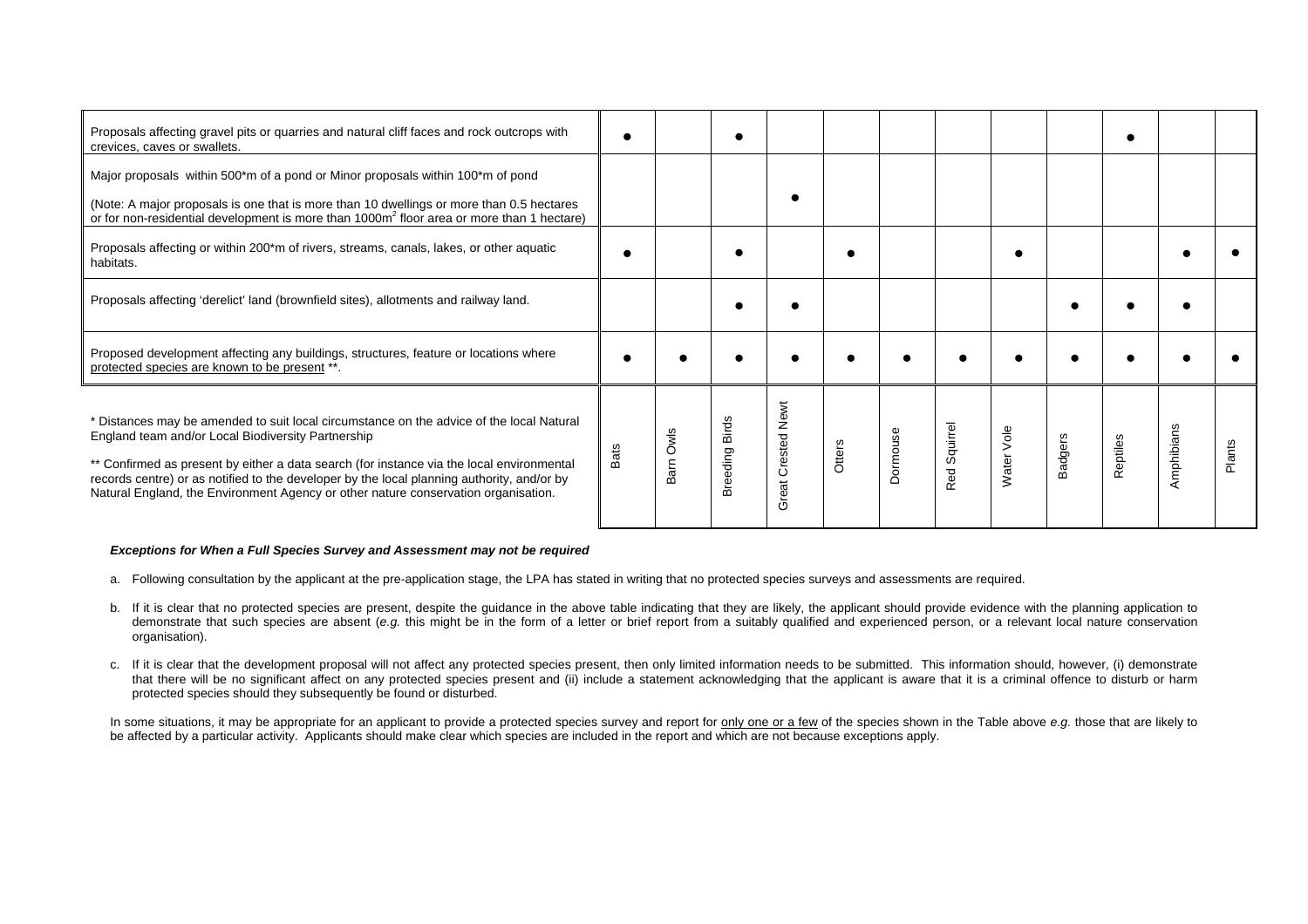| | Bats | Barn Owls | Breeding Birds | Great Crested Newt | Otters | Dormouse | Red Squirrel | Water Vole | Badgers | Reptiles | Amphibians | Plants |
|---|---|---|---|---|---|---|---|---|---|---|---|---|
| Proposals affecting gravel pits or quarries and natural cliff faces and rock outcrops with crevices, caves or swallets. | ● | | ● | | | | | | | ● | | |
| Major proposals within 500*m of a pond or Minor proposals within 100*m of pond<br><br>(Note: A major proposals is one that is more than 10 dwellings or more than 0.5 hectares or for non-residential development is more than 1000m$^2$ floor area or more than 1 hectare) | | | | ● | | | | | | | | |
| Proposals affecting or within 200*m of rivers, streams, canals, lakes, or other aquatic habitats. | ● | | ● | | ● | | | ● | | | ● | ● |
| Proposals affecting 'derelict' land (brownfield sites), allotments and railway land. | | | ● | ● | | | | | ● | ● | ● | |
| Proposed development affecting any buildings, structures, feature or locations where protected species are known to be present **. | ● | ● | ● | ● | ● | ● | ● | ● | ● | ● | ● | ● |

* Distances may be amended to suit local circumstance on the advice of the local Natural England team and/or Local Biodiversity Partnership

** Confirmed as present by either a data search (for instance via the local environmental records centre) or as notified to the developer by the local planning authority, and/or by Natural England, the Environment Agency or other nature conservation organisation.

***Exceptions for When a Full Species Survey and Assessment may not be required***

a. Following consultation by the applicant at the pre-application stage, the LPA has stated in writing that no protected species surveys and assessments are required.

b. If it is clear that no protected species are present, despite the guidance in the above table indicating that they are likely, the applicant should provide evidence with the planning application to demonstrate that such species are absent (*e.g.* this might be in the form of a letter or brief report from a suitably qualified and experienced person, or a relevant local nature conservation organisation).

c. If it is clear that the development proposal will not affect any protected species present, then only limited information needs to be submitted. This information should, however, (i) demonstrate that there will be no significant affect on any protected species present and (ii) include a statement acknowledging that the applicant is aware that it is a criminal offence to disturb or harm protected species should they subsequently be found or disturbed.

In some situations, it may be appropriate for an applicant to provide a protected species survey and report for only one or a few of the species shown in the Table above *e.g.* those that are likely to be affected by a particular activity. Applicants should make clear which species are included in the report and which are not because exceptions apply.